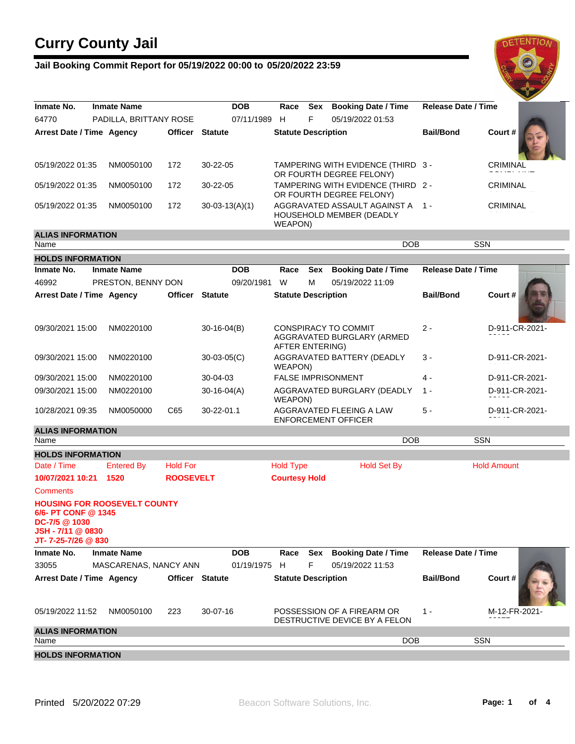# Curry County Jail

## Jail Booking Commit Report for 05/19/2022 00:00 to 05/20/2022 23:59

| Inmate No. | Inmate Name | DOB | Race | Sex | Booking Date / Time | Release Date / Time |
|---|---|---|---|---|---|---|
| 64770 | PADILLA, BRITTANY ROSE | 07/11/1989 | H | F | 05/19/2022 01:53 | |

| Arrest Date / Time | Agency | Officer | Statute | Statute Description | Bail/Bond | Court # |
|---|---|---|---|---|---|---|
| 05/19/2022 01:35 | NM0050100 | 172 | 30-22-05 | TAMPERING WITH EVIDENCE (THIRD OR FOURTH DEGREE FELONY) | 3 - | CRIMINAL |
| 05/19/2022 01:35 | NM0050100 | 172 | 30-22-05 | TAMPERING WITH EVIDENCE (THIRD OR FOURTH DEGREE FELONY) | 2 - | CRIMINAL |
| 05/19/2022 01:35 | NM0050100 | 172 | 30-03-13(A)(1) | AGGRAVATED ASSAULT AGAINST A HOUSEHOLD MEMBER (DEADLY WEAPON) | 1 - | CRIMINAL |

**ALIAS INFORMATION**

| Name | DOB | SSN |
|---|---|---|

**HOLDS INFORMATION**

| Inmate No. | Inmate Name | DOB | Race | Sex | Booking Date / Time | Release Date / Time |
|---|---|---|---|---|---|---|
| 46992 | PRESTON, BENNY DON | 09/20/1981 | W | M | 05/19/2022 11:09 | |

| Arrest Date / Time | Agency | Officer | Statute | Statute Description | Bail/Bond | Court # |
|---|---|---|---|---|---|---|
| 09/30/2021 15:00 | NM0220100 | | 30-16-04(B) | CONSPIRACY TO COMMIT AGGRAVATED BURGLARY (ARMED AFTER ENTERING) | 2 - | D-911-CR-2021- |
| 09/30/2021 15:00 | NM0220100 | | 30-03-05(C) | AGGRAVATED BATTERY (DEADLY WEAPON) | 3 - | D-911-CR-2021- |
| 09/30/2021 15:00 | NM0220100 | | 30-04-03 | FALSE IMPRISONMENT | 4 - | D-911-CR-2021- |
| 09/30/2021 15:00 | NM0220100 | | 30-16-04(A) | AGGRAVATED BURGLARY (DEADLY WEAPON) | 1 - | D-911-CR-2021- |
| 10/28/2021 09:35 | NM0050000 | C65 | 30-22-01.1 | AGGRAVATED FLEEING A LAW ENFORCEMENT OFFICER | 5 - | D-911-CR-2021- |

**ALIAS INFORMATION**

| Name | DOB | SSN |
|---|---|---|

**HOLDS INFORMATION**

| Date / Time | Entered By | Hold For | Hold Type | Hold Set By | Hold Amount |
|---|---|---|---|---|---|
| **10/07/2021 10:21** | **1520** | **ROOSEVELT** | **Courtesy Hold** | | |

Comments

**HOUSING FOR ROOSEVELT COUNTY**
**6/6- PT CONF @ 1345**
**DC-7/5 @ 1030**
**JSH - 7/11 @ 0830**
**JT- 7-25-7/26 @ 830**

| Inmate No. | Inmate Name | DOB | Race | Sex | Booking Date / Time | Release Date / Time |
|---|---|---|---|---|---|---|
| 33055 | MASCARENAS, NANCY ANN | 01/19/1975 | H | F | 05/19/2022 11:53 | |

| Arrest Date / Time | Agency | Officer | Statute | Statute Description | Bail/Bond | Court # |
|---|---|---|---|---|---|---|
| 05/19/2022 11:52 | NM0050100 | 223 | 30-07-16 | POSSESSION OF A FIREARM OR DESTRUCTIVE DEVICE BY A FELON | 1 - | M-12-FR-2021- |

**ALIAS INFORMATION**

| Name | DOB | SSN |
|---|---|---|

**HOLDS INFORMATION**

Printed 5/20/2022 07:29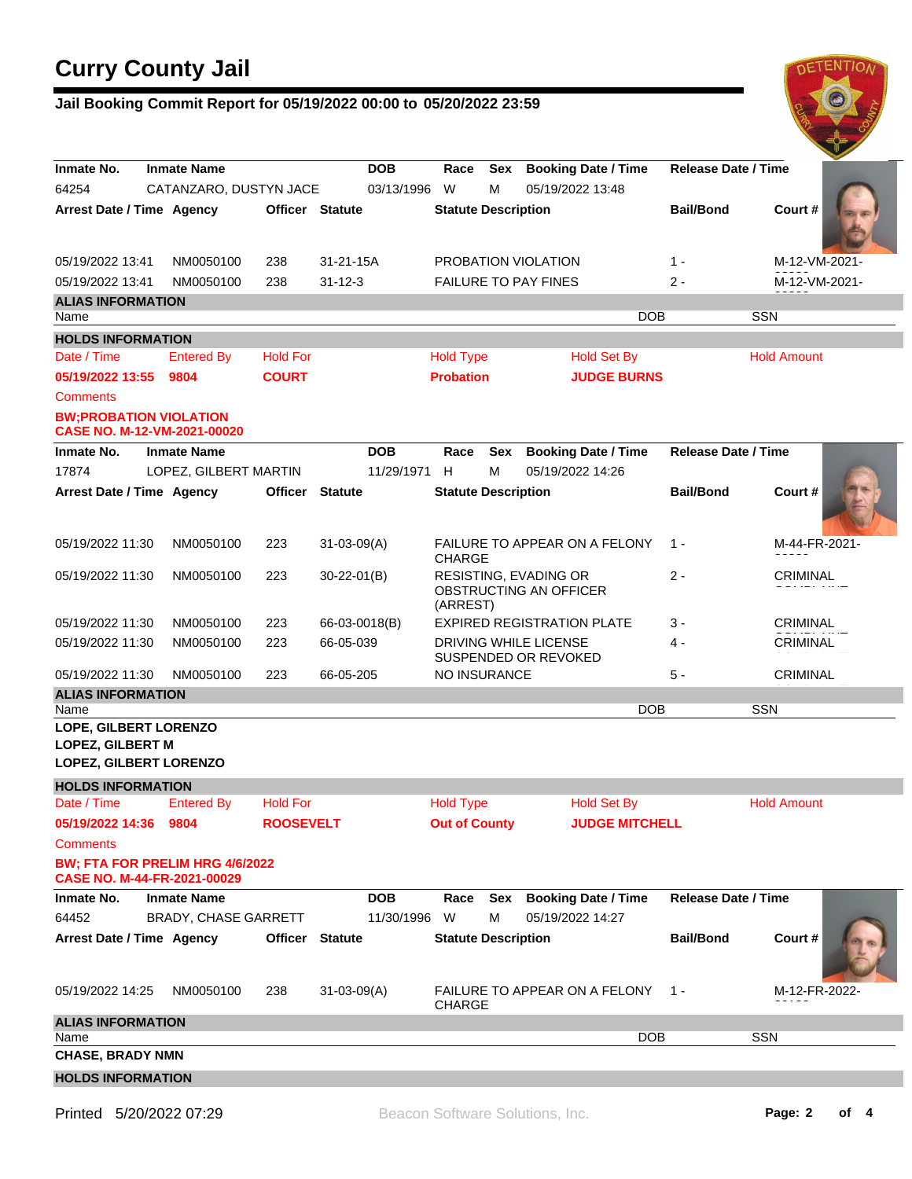# Curry County Jail

## Jail Booking Commit Report for 05/19/2022 00:00 to 05/20/2022 23:59

| Inmate No. | Inmate Name | DOB | Race | Sex | Booking Date / Time | Release Date / Time |
|---|---|---|---|---|---|---|
| 64254 | CATANZARO, DUSTYN JACE | 03/13/1996 | W | M | 05/19/2022 13:48 | |

| Arrest Date / Time | Agency | Officer | Statute | Statute Description | Bail/Bond | Court # |
|---|---|---|---|---|---|---|
| 05/19/2022 13:41 | NM0050100 | 238 | 31-21-15A | PROBATION VIOLATION | 1 - | M-12-VM-2021- |
| 05/19/2022 13:41 | NM0050100 | 238 | 31-12-3 | FAILURE TO PAY FINES | 2 - | M-12-VM-2021- |

**ALIAS INFORMATION**

| Name | DOB | SSN |
|---|---|---|

**HOLDS INFORMATION**

| Date / Time | Entered By | Hold For | Hold Type | Hold Set By | Hold Amount |
|---|---|---|---|---|---|
| **05/19/2022 13:55** | **9804** | **COURT** | **Probation** | **JUDGE BURNS** | |

Comments

**BW;PROBATION VIOLATION**
**CASE NO. M-12-VM-2021-00020**

| Inmate No. | Inmate Name | DOB | Race | Sex | Booking Date / Time | Release Date / Time |
|---|---|---|---|---|---|---|
| 17874 | LOPEZ, GILBERT MARTIN | 11/29/1971 | H | M | 05/19/2022 14:26 | |

| Arrest Date / Time | Agency | Officer | Statute | Statute Description | Bail/Bond | Court # |
|---|---|---|---|---|---|---|
| 05/19/2022 11:30 | NM0050100 | 223 | 31-03-09(A) | FAILURE TO APPEAR ON A FELONY CHARGE | 1 - | M-44-FR-2021- |
| 05/19/2022 11:30 | NM0050100 | 223 | 30-22-01(B) | RESISTING, EVADING OR OBSTRUCTING AN OFFICER (ARREST) | 2 - | CRIMINAL |
| 05/19/2022 11:30 | NM0050100 | 223 | 66-03-0018(B) | EXPIRED REGISTRATION PLATE | 3 - | CRIMINAL |
| 05/19/2022 11:30 | NM0050100 | 223 | 66-05-039 | DRIVING WHILE LICENSE SUSPENDED OR REVOKED | 4 - | CRIMINAL |
| 05/19/2022 11:30 | NM0050100 | 223 | 66-05-205 | NO INSURANCE | 5 - | CRIMINAL |

**ALIAS INFORMATION**

| Name | DOB | SSN |
|---|---|---|
| **LOPE, GILBERT LORENZO** | | |
| **LOPEZ, GILBERT M** | | |
| **LOPEZ, GILBERT LORENZO** | | |

**HOLDS INFORMATION**

| Date / Time | Entered By | Hold For | Hold Type | Hold Set By | Hold Amount |
|---|---|---|---|---|---|
| **05/19/2022 14:36** | **9804** | **ROOSEVELT** | **Out of County** | **JUDGE MITCHELL** | |

Comments

**BW; FTA FOR PRELIM HRG 4/6/2022**
**CASE NO. M-44-FR-2021-00029**

| Inmate No. | Inmate Name | DOB | Race | Sex | Booking Date / Time | Release Date / Time |
|---|---|---|---|---|---|---|
| 64452 | BRADY, CHASE GARRETT | 11/30/1996 | W | M | 05/19/2022 14:27 | |

| Arrest Date / Time | Agency | Officer | Statute | Statute Description | Bail/Bond | Court # |
|---|---|---|---|---|---|---|
| 05/19/2022 14:25 | NM0050100 | 238 | 31-03-09(A) | FAILURE TO APPEAR ON A FELONY CHARGE | 1 - | M-12-FR-2022- |

**ALIAS INFORMATION**

| Name | DOB | SSN |
|---|---|---|
| **CHASE, BRADY NMN** | | |

**HOLDS INFORMATION**

Printed 5/20/2022 07:29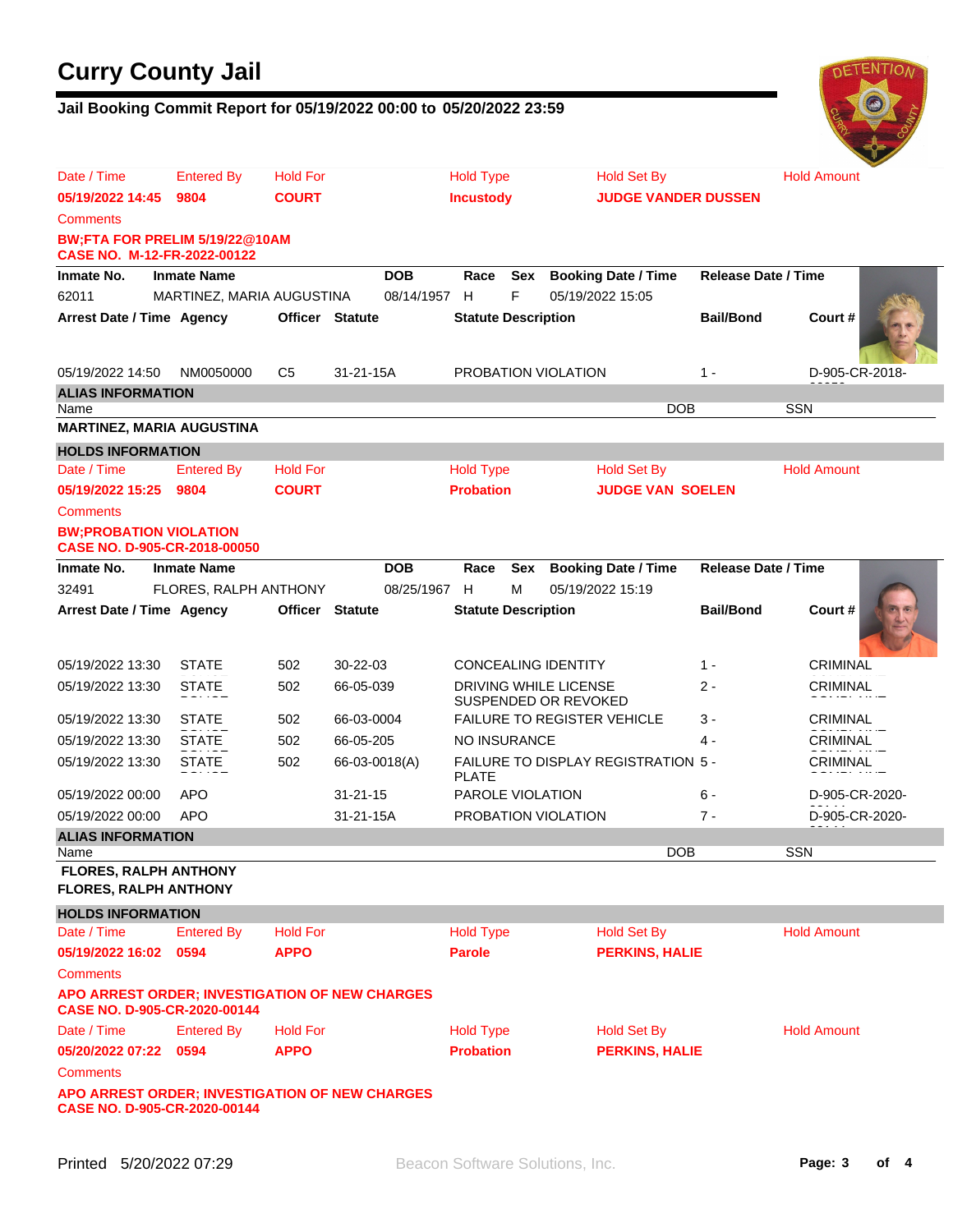# Curry County Jail

## Jail Booking Commit Report for 05/19/2022 00:00 to 05/20/2022 23:59

| Date / Time | Entered By | Hold For | Hold Type | Hold Set By | Hold Amount |
|---|---|---|---|---|---|
| **05/19/2022 14:45** | **9804** | **COURT** | **Incustody** | **JUDGE VANDER DUSSEN** | |

Comments

**BW;FTA FOR PRELIM 5/19/22@10AM**
**CASE NO. M-12-FR-2022-00122**

| Inmate No. | Inmate Name | DOB | Race | Sex | Booking Date / Time | Release Date / Time |
|---|---|---|---|---|---|---|
| 62011 | MARTINEZ, MARIA AUGUSTINA | 08/14/1957 | H | F | 05/19/2022 15:05 | |

| Arrest Date / Time | Agency | Officer | Statute | Statute Description | Bail/Bond | Court # |
|---|---|---|---|---|---|---|
| 05/19/2022 14:50 | NM0050000 | C5 | 31-21-15A | PROBATION VIOLATION | 1 - | D-905-CR-2018- |

**ALIAS INFORMATION**

| Name | DOB | SSN |
|---|---|---|
| **MARTINEZ, MARIA AUGUSTINA** | | |

**HOLDS INFORMATION**

| Date / Time | Entered By | Hold For | Hold Type | Hold Set By | Hold Amount |
|---|---|---|---|---|---|
| **05/19/2022 15:25** | **9804** | **COURT** | **Probation** | **JUDGE VAN SOELEN** | |

Comments

**BW;PROBATION VIOLATION**
**CASE NO. D-905-CR-2018-00050**

| Inmate No. | Inmate Name | DOB | Race | Sex | Booking Date / Time | Release Date / Time |
|---|---|---|---|---|---|---|
| 32491 | FLORES, RALPH ANTHONY | 08/25/1967 | H | M | 05/19/2022 15:19 | |

| Arrest Date / Time | Agency | Officer | Statute | Statute Description | Bail/Bond | Court # |
|---|---|---|---|---|---|---|
| 05/19/2022 13:30 | STATE | 502 | 30-22-03 | CONCEALING IDENTITY | 1 - | CRIMINAL |
| 05/19/2022 13:30 | STATE | 502 | 66-05-039 | DRIVING WHILE LICENSE SUSPENDED OR REVOKED | 2 - | CRIMINAL |
| 05/19/2022 13:30 | STATE | 502 | 66-03-0004 | FAILURE TO REGISTER VEHICLE | 3 - | CRIMINAL |
| 05/19/2022 13:30 | STATE | 502 | 66-05-205 | NO INSURANCE | 4 - | CRIMINAL |
| 05/19/2022 13:30 | STATE | 502 | 66-03-0018(A) | FAILURE TO DISPLAY REGISTRATION PLATE | 5 - | CRIMINAL |
| 05/19/2022 00:00 | APO | | 31-21-15 | PAROLE VIOLATION | 6 - | D-905-CR-2020- |
| 05/19/2022 00:00 | APO | | 31-21-15A | PROBATION VIOLATION | 7 - | D-905-CR-2020- |

**ALIAS INFORMATION**

| Name | DOB | SSN |
|---|---|---|
| **FLORES, RALPH ANTHONY** | | |
| **FLORES, RALPH ANTHONY** | | |

**HOLDS INFORMATION**

| Date / Time | Entered By | Hold For | Hold Type | Hold Set By | Hold Amount |
|---|---|---|---|---|---|
| **05/19/2022 16:02** | **0594** | **APPO** | **Parole** | **PERKINS, HALIE** | |

Comments

**APO ARREST ORDER; INVESTIGATION OF NEW CHARGES**
**CASE NO. D-905-CR-2020-00144**

| Date / Time | Entered By | Hold For | Hold Type | Hold Set By | Hold Amount |
|---|---|---|---|---|---|
| **05/20/2022 07:22** | **0594** | **APPO** | **Probation** | **PERKINS, HALIE** | |

Comments

**APO ARREST ORDER; INVESTIGATION OF NEW CHARGES**
**CASE NO. D-905-CR-2020-00144**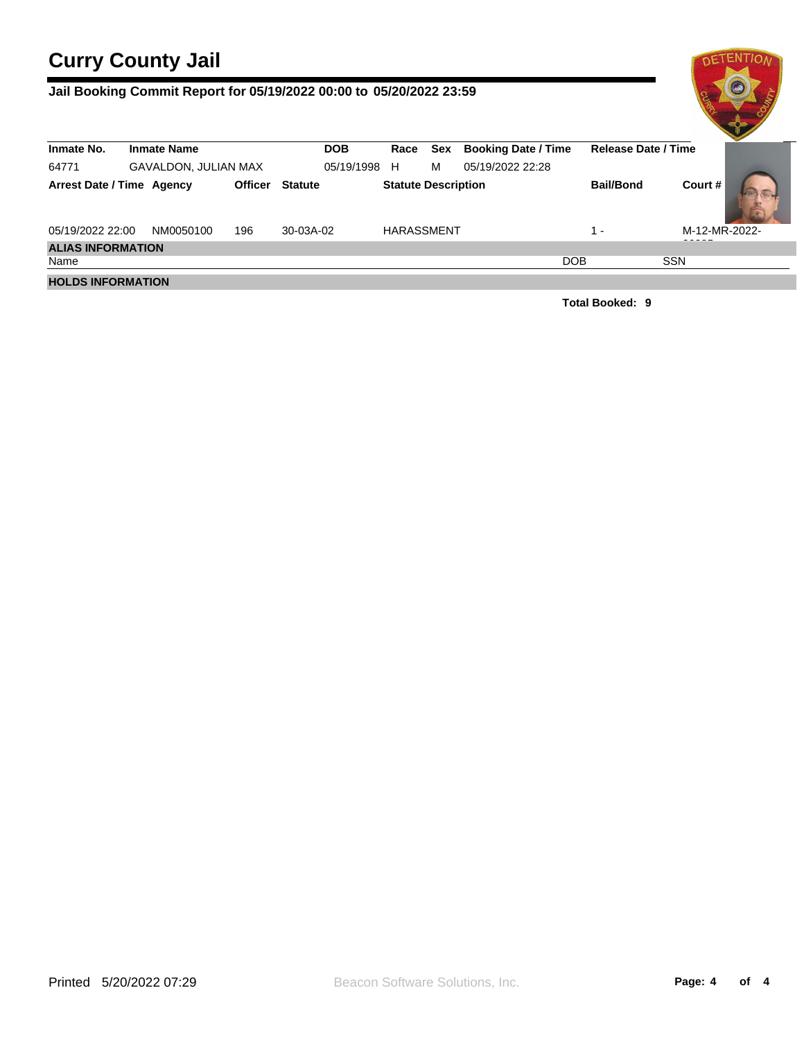# Curry County Jail

## Jail Booking Commit Report for 05/19/2022 00:00 to 05/20/2022 23:59

| Inmate No. | Inmate Name | DOB | Race | Sex | Booking Date / Time | Release Date / Time |
|---|---|---|---|---|---|---|
| 64771 | GAVALDON, JULIAN MAX | 05/19/1998 | H | M | 05/19/2022 22:28 | |

| Arrest Date / Time | Agency | Officer | Statute | Statute Description | Bail/Bond | Court # |
|---|---|---|---|---|---|---|
| 05/19/2022 22:00 | NM0050100 | 196 | 30-03A-02 | HARASSMENT | 1 - | M-12-MR-2022- |

**ALIAS INFORMATION**

| Name | DOB | SSN |
|---|---|---|

**HOLDS INFORMATION**

**Total Booked: 9**

Printed 5/20/2022 07:29

Beacon Software Solutions, Inc.